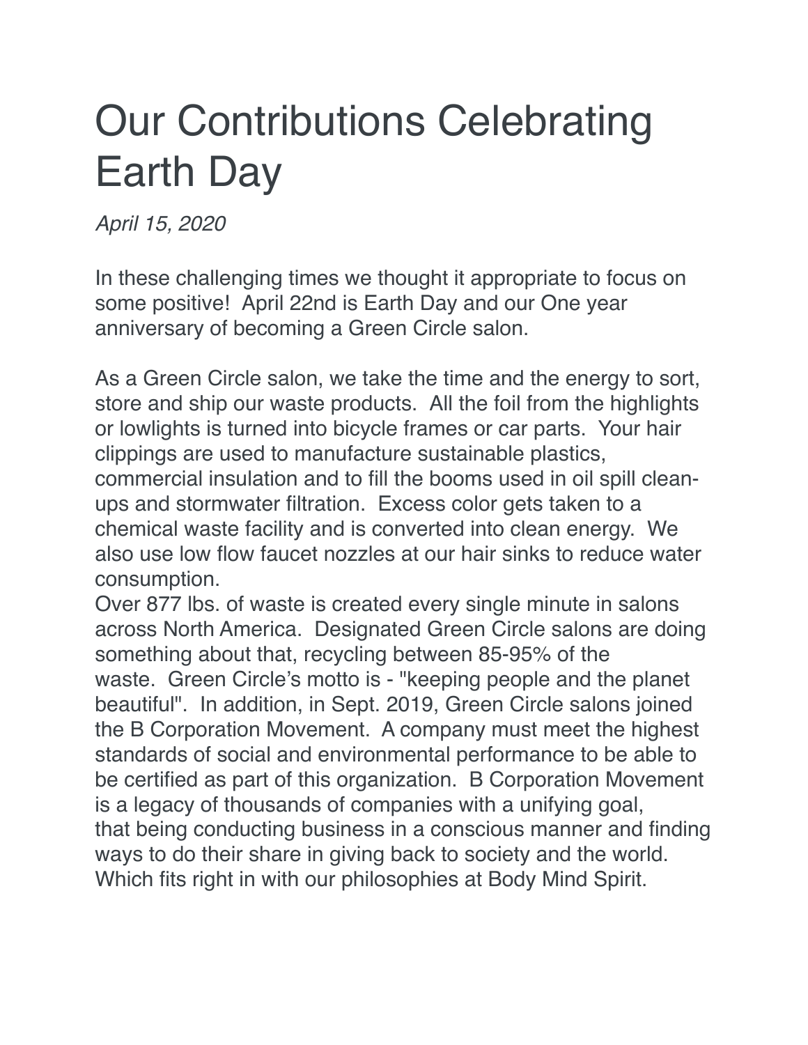# Our Contributions Celebrating Earth Day

*April 15, 2020*

In these challenging times we thought it appropriate to focus on some positive! April 22nd is Earth Day and our One year anniversary of becoming a Green Circle salon.

As a Green Circle salon, we take the time and the energy to sort, store and ship our waste products. All the foil from the highlights or lowlights is turned into bicycle frames or car parts. Your hair clippings are used to manufacture sustainable plastics, commercial insulation and to fill the booms used in oil spill clean-ups and stormwater filtration. Excess color gets taken to a chemical waste facility and is converted into clean energy. We also use low flow faucet nozzles at our hair sinks to reduce water consumption.
Over 877 lbs. of waste is created every single minute in salons across North America. Designated Green Circle salons are doing something about that, recycling between 85-95% of the waste. Green Circle's motto is - "keeping people and the planet beautiful". In addition, in Sept. 2019, Green Circle salons joined the B Corporation Movement. A company must meet the highest standards of social and environmental performance to be able to be certified as part of this organization. B Corporation Movement is a legacy of thousands of companies with a unifying goal, that being conducting business in a conscious manner and finding ways to do their share in giving back to society and the world. Which fits right in with our philosophies at Body Mind Spirit.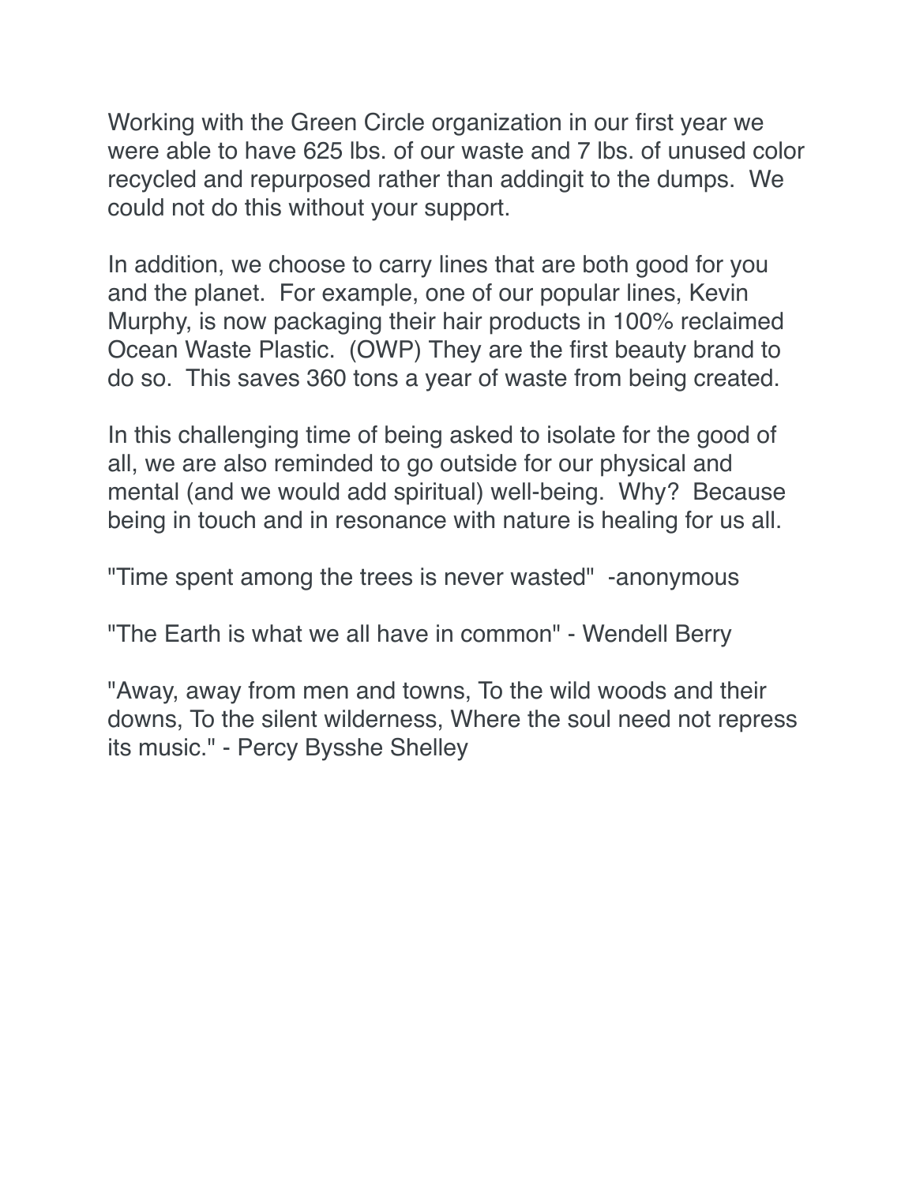Working with the Green Circle organization in our first year we were able to have 625 lbs. of our waste and 7 lbs. of unused color recycled and repurposed rather than addingit to the dumps.  We could not do this without your support.

In addition, we choose to carry lines that are both good for you and the planet.  For example, one of our popular lines, Kevin Murphy, is now packaging their hair products in 100% reclaimed Ocean Waste Plastic.  (OWP) They are the first beauty brand to do so.  This saves 360 tons a year of waste from being created.

In this challenging time of being asked to isolate for the good of all, we are also reminded to go outside for our physical and mental (and we would add spiritual) well-being.  Why?  Because being in touch and in resonance with nature is healing for us all.

"Time spent among the trees is never wasted"  -anonymous

"The Earth is what we all have in common" - Wendell Berry

"Away, away from men and towns, To the wild woods and their downs, To the silent wilderness, Where the soul need not repress its music." - Percy Bysshe Shelley